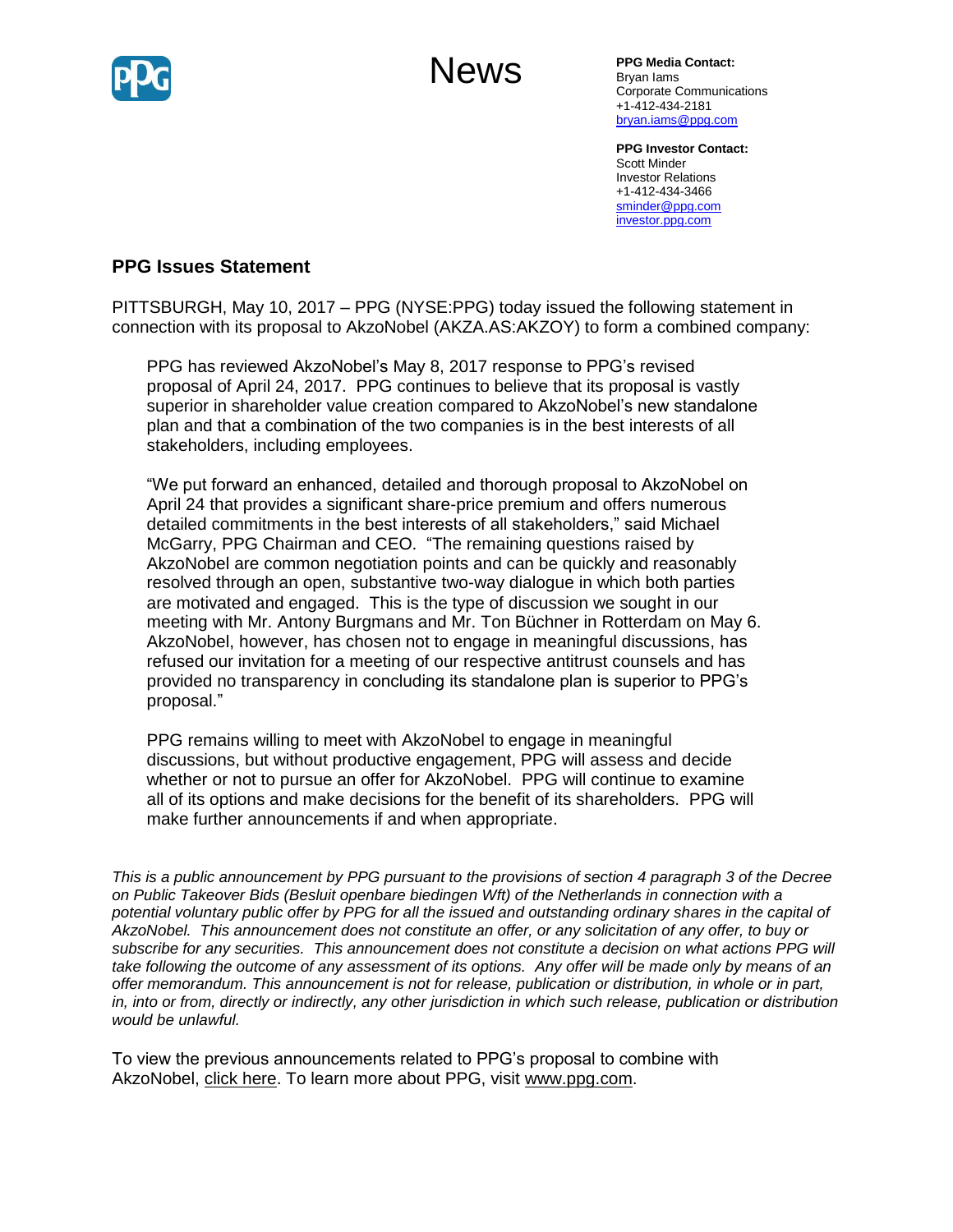# News

**PPG Media Contact:**
Bryan Iams
Corporate Communications
+1-412-434-2181
bryan.iams@ppg.com

**PPG Investor Contact:**
Scott Minder
Investor Relations
+1-412-434-3466
sminder@ppg.com
investor.ppg.com

## PPG Issues Statement

PITTSBURGH, May 10, 2017 – PPG (NYSE:PPG) today issued the following statement in connection with its proposal to AkzoNobel (AKZA.AS:AKZOY) to form a combined company:

> PPG has reviewed AkzoNobel's May 8, 2017 response to PPG's revised proposal of April 24, 2017. PPG continues to believe that its proposal is vastly superior in shareholder value creation compared to AkzoNobel's new standalone plan and that a combination of the two companies is in the best interests of all stakeholders, including employees.
>
> "We put forward an enhanced, detailed and thorough proposal to AkzoNobel on April 24 that provides a significant share-price premium and offers numerous detailed commitments in the best interests of all stakeholders," said Michael McGarry, PPG Chairman and CEO. "The remaining questions raised by AkzoNobel are common negotiation points and can be quickly and reasonably resolved through an open, substantive two-way dialogue in which both parties are motivated and engaged. This is the type of discussion we sought in our meeting with Mr. Antony Burgmans and Mr. Ton Büchner in Rotterdam on May 6. AkzoNobel, however, has chosen not to engage in meaningful discussions, has refused our invitation for a meeting of our respective antitrust counsels and has provided no transparency in concluding its standalone plan is superior to PPG's proposal."
>
> PPG remains willing to meet with AkzoNobel to engage in meaningful discussions, but without productive engagement, PPG will assess and decide whether or not to pursue an offer for AkzoNobel. PPG will continue to examine all of its options and make decisions for the benefit of its shareholders. PPG will make further announcements if and when appropriate.

*This is a public announcement by PPG pursuant to the provisions of section 4 paragraph 3 of the Decree on Public Takeover Bids (Besluit openbare biedingen Wft) of the Netherlands in connection with a potential voluntary public offer by PPG for all the issued and outstanding ordinary shares in the capital of AkzoNobel. This announcement does not constitute an offer, or any solicitation of any offer, to buy or subscribe for any securities. This announcement does not constitute a decision on what actions PPG will take following the outcome of any assessment of its options. Any offer will be made only by means of an offer memorandum. This announcement is not for release, publication or distribution, in whole or in part, in, into or from, directly or indirectly, any other jurisdiction in which such release, publication or distribution would be unlawful.*

To view the previous announcements related to PPG's proposal to combine with AkzoNobel, click here. To learn more about PPG, visit www.ppg.com.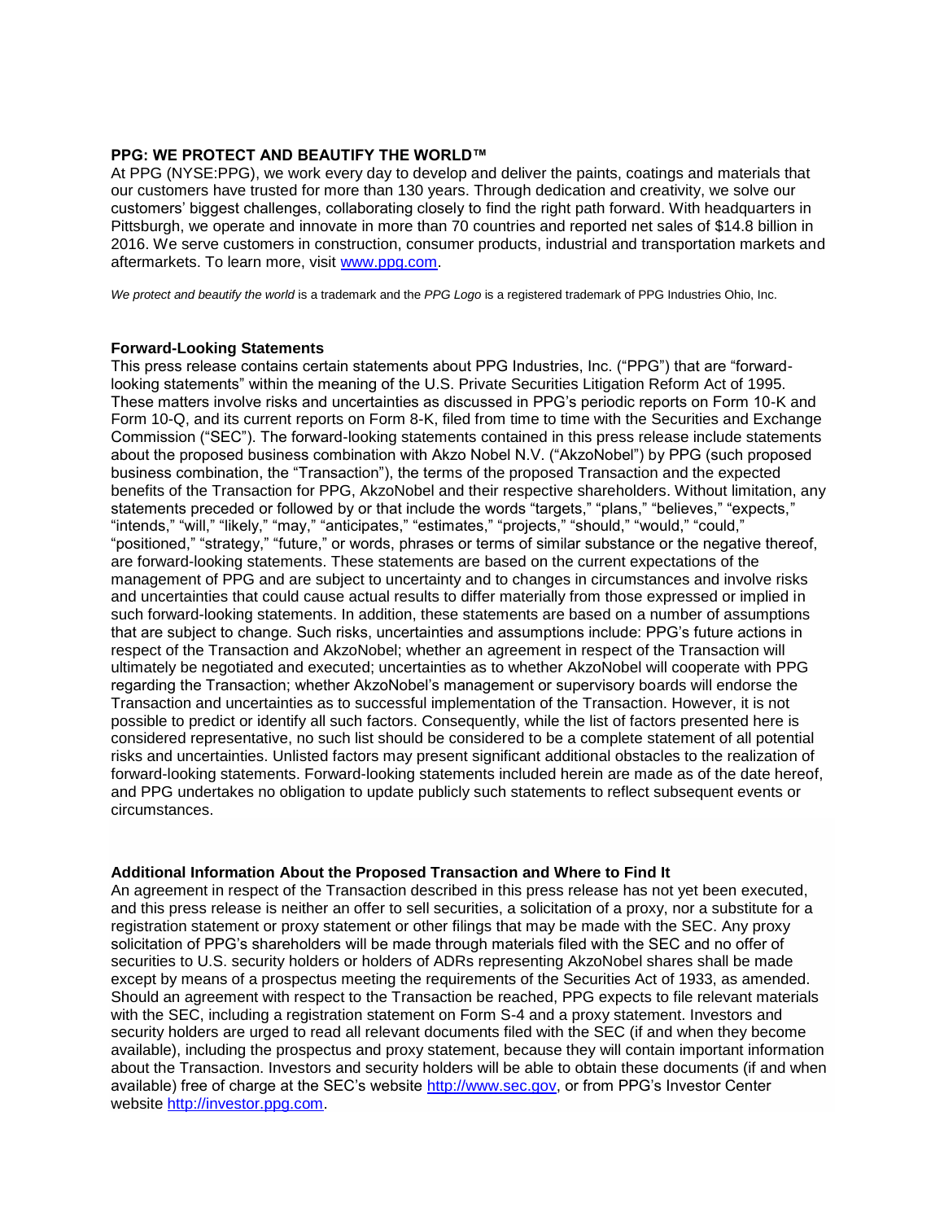**PPG: WE PROTECT AND BEAUTIFY THE WORLD™**

At PPG (NYSE:PPG), we work every day to develop and deliver the paints, coatings and materials that our customers have trusted for more than 130 years. Through dedication and creativity, we solve our customers' biggest challenges, collaborating closely to find the right path forward. With headquarters in Pittsburgh, we operate and innovate in more than 70 countries and reported net sales of $14.8 billion in 2016. We serve customers in construction, consumer products, industrial and transportation markets and aftermarkets. To learn more, visit www.ppg.com.

*We protect and beautify the world* is a trademark and the *PPG Logo* is a registered trademark of PPG Industries Ohio, Inc.

**Forward-Looking Statements**

This press release contains certain statements about PPG Industries, Inc. ("PPG") that are "forward-looking statements" within the meaning of the U.S. Private Securities Litigation Reform Act of 1995. These matters involve risks and uncertainties as discussed in PPG's periodic reports on Form 10-K and Form 10-Q, and its current reports on Form 8-K, filed from time to time with the Securities and Exchange Commission ("SEC"). The forward-looking statements contained in this press release include statements about the proposed business combination with Akzo Nobel N.V. ("AkzoNobel") by PPG (such proposed business combination, the "Transaction"), the terms of the proposed Transaction and the expected benefits of the Transaction for PPG, AkzoNobel and their respective shareholders. Without limitation, any statements preceded or followed by or that include the words "targets," "plans," "believes," "expects," "intends," "will," "likely," "may," "anticipates," "estimates," "projects," "should," "would," "could," "positioned," "strategy," "future," or words, phrases or terms of similar substance or the negative thereof, are forward-looking statements. These statements are based on the current expectations of the management of PPG and are subject to uncertainty and to changes in circumstances and involve risks and uncertainties that could cause actual results to differ materially from those expressed or implied in such forward-looking statements. In addition, these statements are based on a number of assumptions that are subject to change. Such risks, uncertainties and assumptions include: PPG's future actions in respect of the Transaction and AkzoNobel; whether an agreement in respect of the Transaction will ultimately be negotiated and executed; uncertainties as to whether AkzoNobel will cooperate with PPG regarding the Transaction; whether AkzoNobel's management or supervisory boards will endorse the Transaction and uncertainties as to successful implementation of the Transaction. However, it is not possible to predict or identify all such factors. Consequently, while the list of factors presented here is considered representative, no such list should be considered to be a complete statement of all potential risks and uncertainties. Unlisted factors may present significant additional obstacles to the realization of forward-looking statements. Forward-looking statements included herein are made as of the date hereof, and PPG undertakes no obligation to update publicly such statements to reflect subsequent events or circumstances.

**Additional Information About the Proposed Transaction and Where to Find It**

An agreement in respect of the Transaction described in this press release has not yet been executed, and this press release is neither an offer to sell securities, a solicitation of a proxy, nor a substitute for a registration statement or proxy statement or other filings that may be made with the SEC. Any proxy solicitation of PPG's shareholders will be made through materials filed with the SEC and no offer of securities to U.S. security holders or holders of ADRs representing AkzoNobel shares shall be made except by means of a prospectus meeting the requirements of the Securities Act of 1933, as amended. Should an agreement with respect to the Transaction be reached, PPG expects to file relevant materials with the SEC, including a registration statement on Form S-4 and a proxy statement. Investors and security holders are urged to read all relevant documents filed with the SEC (if and when they become available), including the prospectus and proxy statement, because they will contain important information about the Transaction. Investors and security holders will be able to obtain these documents (if and when available) free of charge at the SEC's website http://www.sec.gov, or from PPG's Investor Center website http://investor.ppg.com.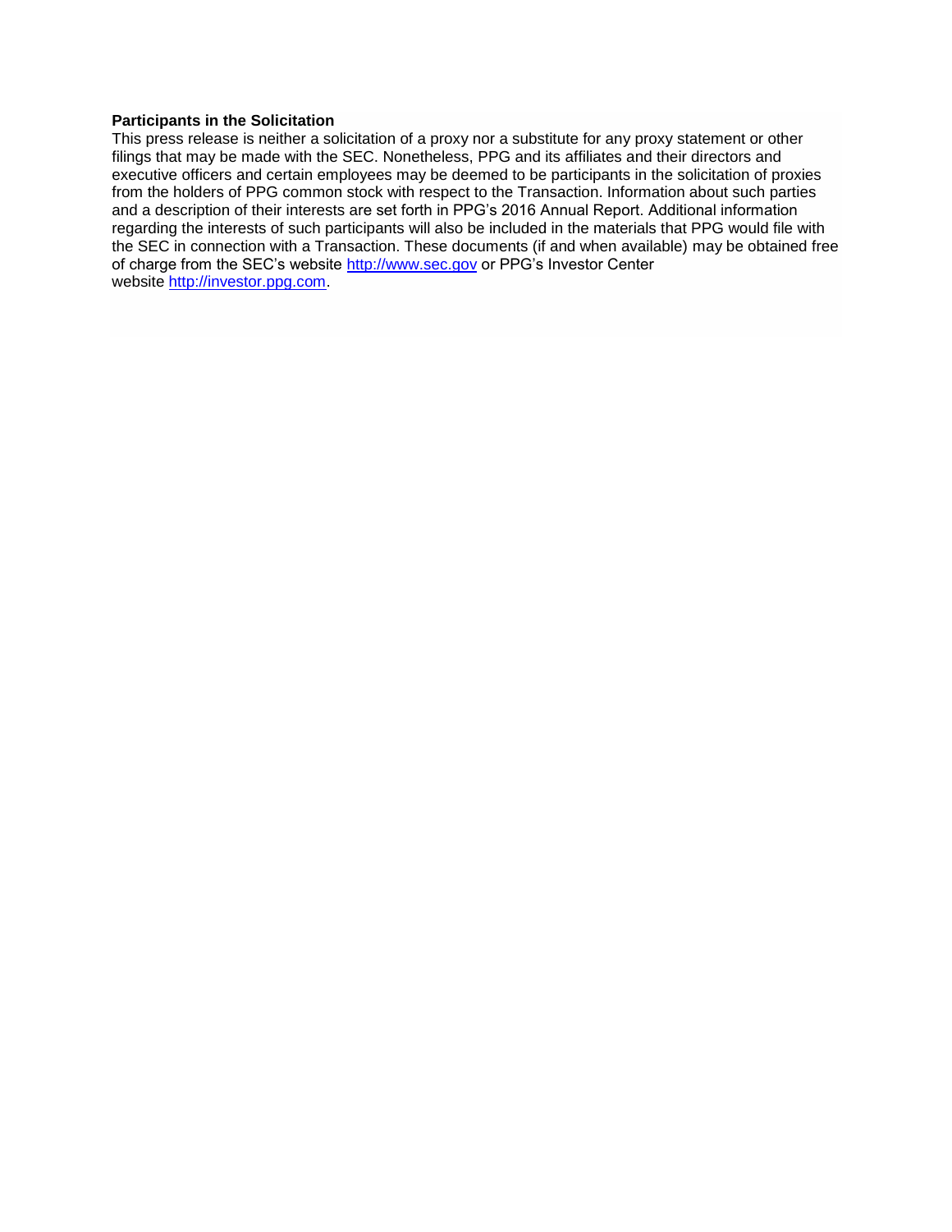**Participants in the Solicitation**

This press release is neither a solicitation of a proxy nor a substitute for any proxy statement or other filings that may be made with the SEC. Nonetheless, PPG and its affiliates and their directors and executive officers and certain employees may be deemed to be participants in the solicitation of proxies from the holders of PPG common stock with respect to the Transaction. Information about such parties and a description of their interests are set forth in PPG's 2016 Annual Report. Additional information regarding the interests of such participants will also be included in the materials that PPG would file with the SEC in connection with a Transaction. These documents (if and when available) may be obtained free of charge from the SEC's website http://www.sec.gov or PPG's Investor Center website http://investor.ppg.com.